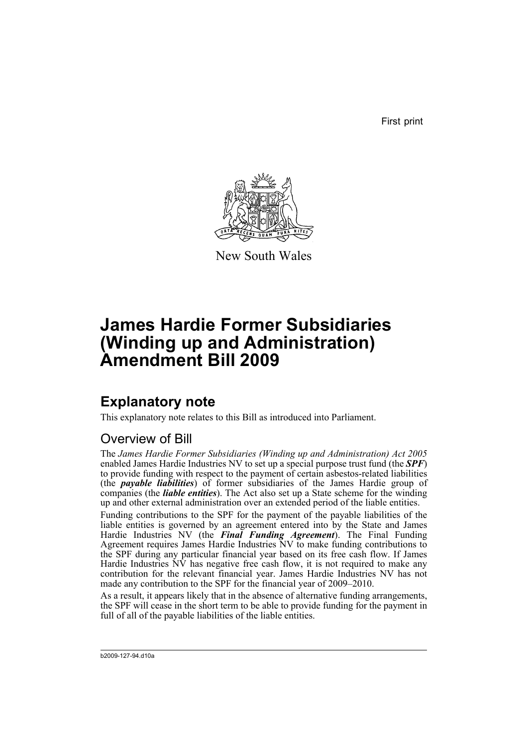First print

New South Wales

# James Hardie Former Subsidiaries (Winding up and Administration) Amendment Bill 2009

## Explanatory note

This explanatory note relates to this Bill as introduced into Parliament.

### Overview of Bill

The *James Hardie Former Subsidiaries (Winding up and Administration) Act 2005* enabled James Hardie Industries NV to set up a special purpose trust fund (the ***SPF***) to provide funding with respect to the payment of certain asbestos-related liabilities (the ***payable liabilities***) of former subsidiaries of the James Hardie group of companies (the ***liable entities***). The Act also set up a State scheme for the winding up and other external administration over an extended period of the liable entities.

Funding contributions to the SPF for the payment of the payable liabilities of the liable entities is governed by an agreement entered into by the State and James Hardie Industries NV (the ***Final Funding Agreement***). The Final Funding Agreement requires James Hardie Industries NV to make funding contributions to the SPF during any particular financial year based on its free cash flow. If James Hardie Industries NV has negative free cash flow, it is not required to make any contribution for the relevant financial year. James Hardie Industries NV has not made any contribution to the SPF for the financial year of 2009–2010.

As a result, it appears likely that in the absence of alternative funding arrangements, the SPF will cease in the short term to be able to provide funding for the payment in full of all of the payable liabilities of the liable entities.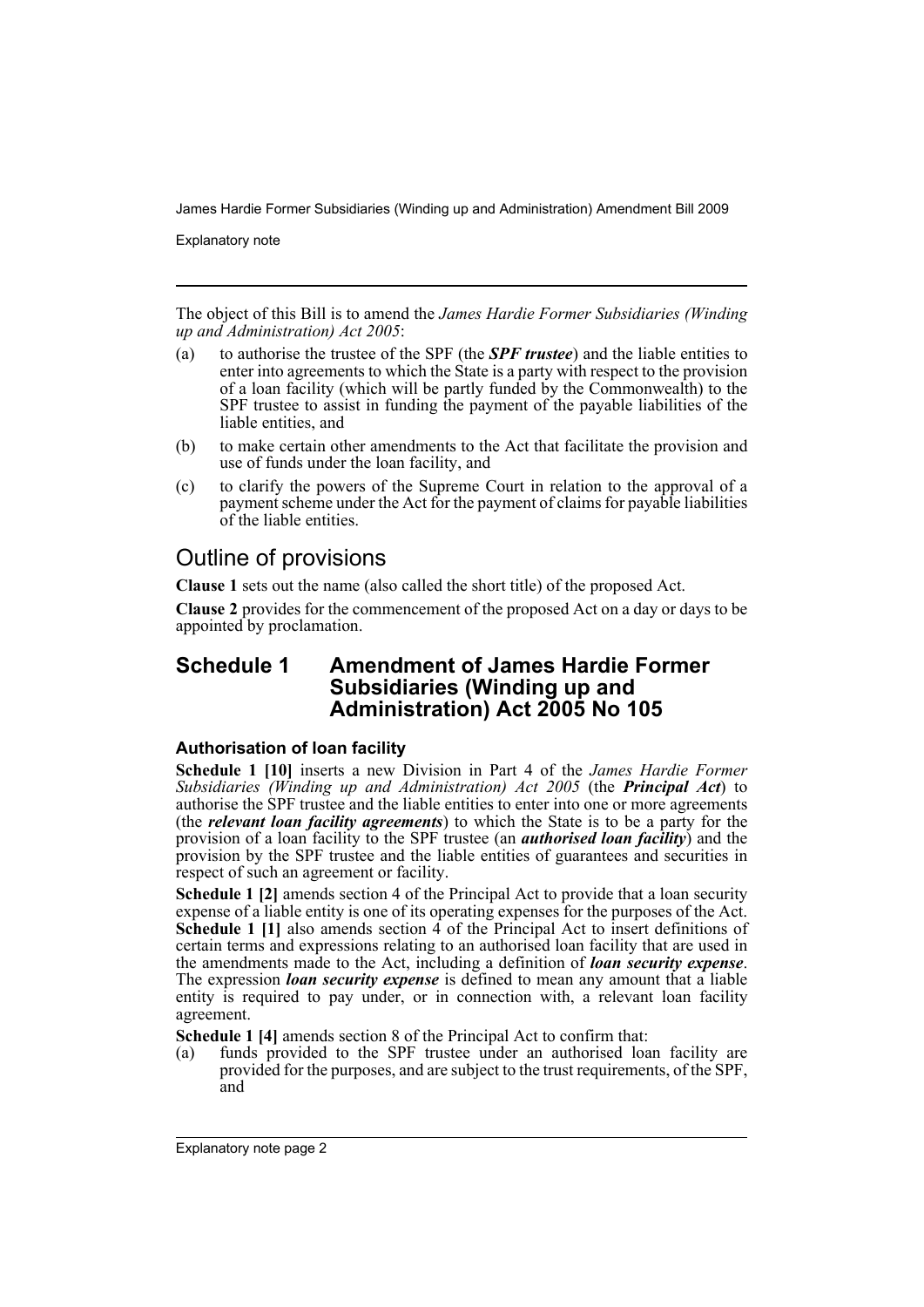The object of this Bill is to amend the *James Hardie Former Subsidiaries (Winding up and Administration) Act 2005*:

(a) to authorise the trustee of the SPF (the ***SPF trustee***) and the liable entities to enter into agreements to which the State is a party with respect to the provision of a loan facility (which will be partly funded by the Commonwealth) to the SPF trustee to assist in funding the payment of the payable liabilities of the liable entities, and

(b) to make certain other amendments to the Act that facilitate the provision and use of funds under the loan facility, and

(c) to clarify the powers of the Supreme Court in relation to the approval of a payment scheme under the Act for the payment of claims for payable liabilities of the liable entities.

# Outline of provisions

**Clause 1** sets out the name (also called the short title) of the proposed Act.

**Clause 2** provides for the commencement of the proposed Act on a day or days to be appointed by proclamation.

## Schedule 1 Amendment of James Hardie Former Subsidiaries (Winding up and Administration) Act 2005 No 105

### Authorisation of loan facility

**Schedule 1 [10]** inserts a new Division in Part 4 of the *James Hardie Former Subsidiaries (Winding up and Administration) Act 2005* (the ***Principal Act***) to authorise the SPF trustee and the liable entities to enter into one or more agreements (the ***relevant loan facility agreements***) to which the State is to be a party for the provision of a loan facility to the SPF trustee (an ***authorised loan facility***) and the provision by the SPF trustee and the liable entities of guarantees and securities in respect of such an agreement or facility.

**Schedule 1 [2]** amends section 4 of the Principal Act to provide that a loan security expense of a liable entity is one of its operating expenses for the purposes of the Act. **Schedule 1 [1]** also amends section 4 of the Principal Act to insert definitions of certain terms and expressions relating to an authorised loan facility that are used in the amendments made to the Act, including a definition of ***loan security expense***. The expression ***loan security expense*** is defined to mean any amount that a liable entity is required to pay under, or in connection with, a relevant loan facility agreement.

**Schedule 1 [4]** amends section 8 of the Principal Act to confirm that:

(a) funds provided to the SPF trustee under an authorised loan facility are provided for the purposes, and are subject to the trust requirements, of the SPF, and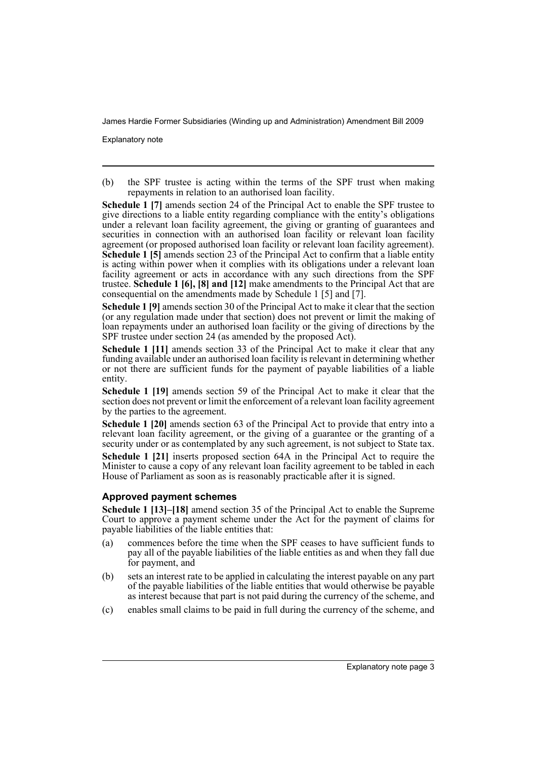(b) the SPF trustee is acting within the terms of the SPF trust when making repayments in relation to an authorised loan facility.

**Schedule 1 [7]** amends section 24 of the Principal Act to enable the SPF trustee to give directions to a liable entity regarding compliance with the entity's obligations under a relevant loan facility agreement, the giving or granting of guarantees and securities in connection with an authorised loan facility or relevant loan facility agreement (or proposed authorised loan facility or relevant loan facility agreement). **Schedule 1 [5]** amends section 23 of the Principal Act to confirm that a liable entity is acting within power when it complies with its obligations under a relevant loan facility agreement or acts in accordance with any such directions from the SPF trustee. **Schedule 1 [6], [8] and [12]** make amendments to the Principal Act that are consequential on the amendments made by Schedule 1 [5] and [7].

**Schedule 1 [9]** amends section 30 of the Principal Act to make it clear that the section (or any regulation made under that section) does not prevent or limit the making of loan repayments under an authorised loan facility or the giving of directions by the SPF trustee under section 24 (as amended by the proposed Act).

**Schedule 1 [11]** amends section 33 of the Principal Act to make it clear that any funding available under an authorised loan facility is relevant in determining whether or not there are sufficient funds for the payment of payable liabilities of a liable entity.

**Schedule 1 [19]** amends section 59 of the Principal Act to make it clear that the section does not prevent or limit the enforcement of a relevant loan facility agreement by the parties to the agreement.

**Schedule 1 [20]** amends section 63 of the Principal Act to provide that entry into a relevant loan facility agreement, or the giving of a guarantee or the granting of a security under or as contemplated by any such agreement, is not subject to State tax.

**Schedule 1 [21]** inserts proposed section 64A in the Principal Act to require the Minister to cause a copy of any relevant loan facility agreement to be tabled in each House of Parliament as soon as is reasonably practicable after it is signed.

### Approved payment schemes

**Schedule 1 [13]–[18]** amend section 35 of the Principal Act to enable the Supreme Court to approve a payment scheme under the Act for the payment of claims for payable liabilities of the liable entities that:

(a) commences before the time when the SPF ceases to have sufficient funds to pay all of the payable liabilities of the liable entities as and when they fall due for payment, and

(b) sets an interest rate to be applied in calculating the interest payable on any part of the payable liabilities of the liable entities that would otherwise be payable as interest because that part is not paid during the currency of the scheme, and

(c) enables small claims to be paid in full during the currency of the scheme, and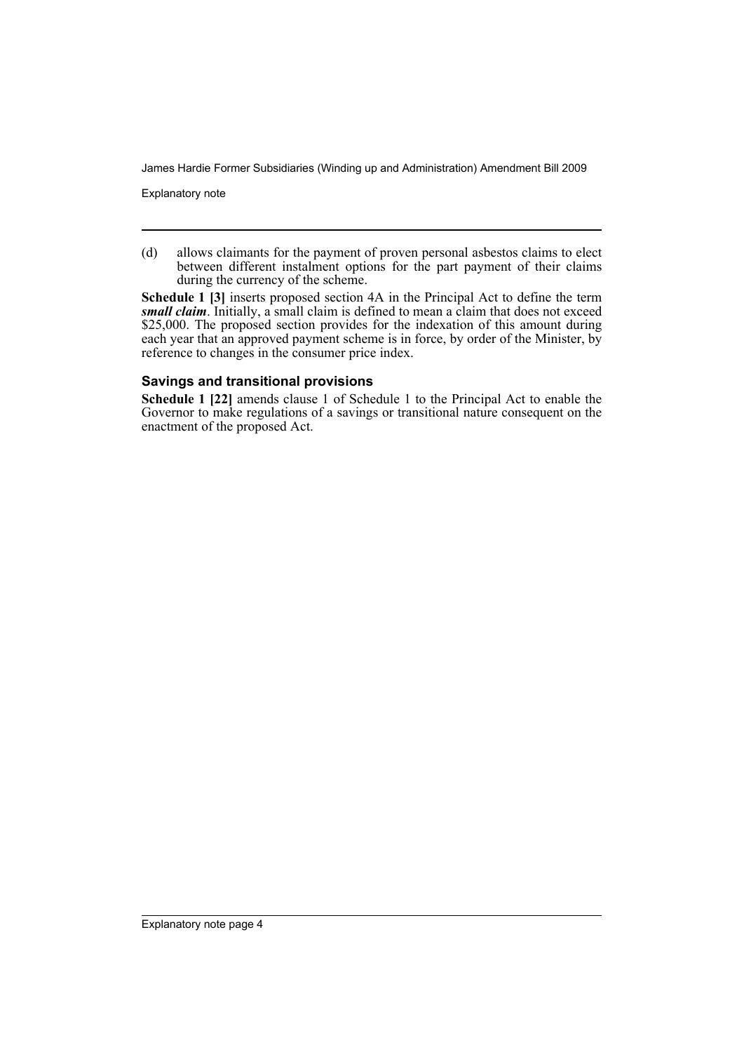(d) allows claimants for the payment of proven personal asbestos claims to elect between different instalment options for the part payment of their claims during the currency of the scheme.

**Schedule 1 [3]** inserts proposed section 4A in the Principal Act to define the term ***small claim***. Initially, a small claim is defined to mean a claim that does not exceed $25,000. The proposed section provides for the indexation of this amount during each year that an approved payment scheme is in force, by order of the Minister, by reference to changes in the consumer price index.

### Savings and transitional provisions

**Schedule 1 [22]** amends clause 1 of Schedule 1 to the Principal Act to enable the Governor to make regulations of a savings or transitional nature consequent on the enactment of the proposed Act.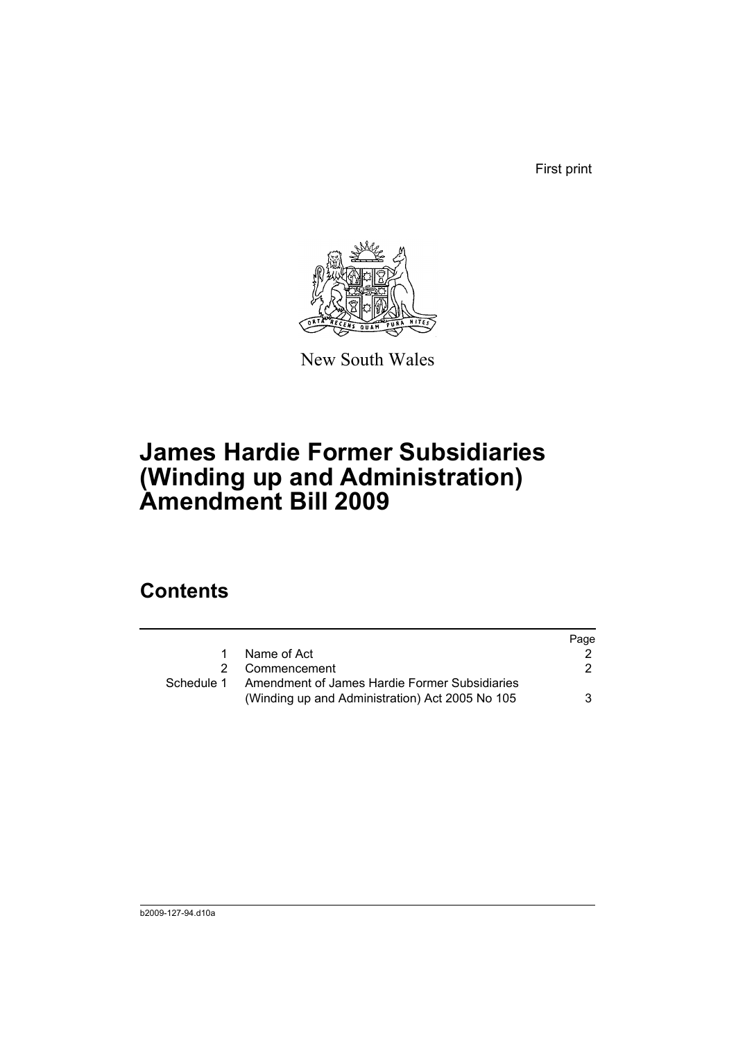First print

New South Wales

# James Hardie Former Subsidiaries (Winding up and Administration) Amendment Bill 2009

## Contents

| | | Page |
|---|---|---|
| 1 | Name of Act | 2 |
| 2 | Commencement | 2 |
| Schedule 1 | Amendment of James Hardie Former Subsidiaries (Winding up and Administration) Act 2005 No 105 | 3 |

b2009-127-94.d10a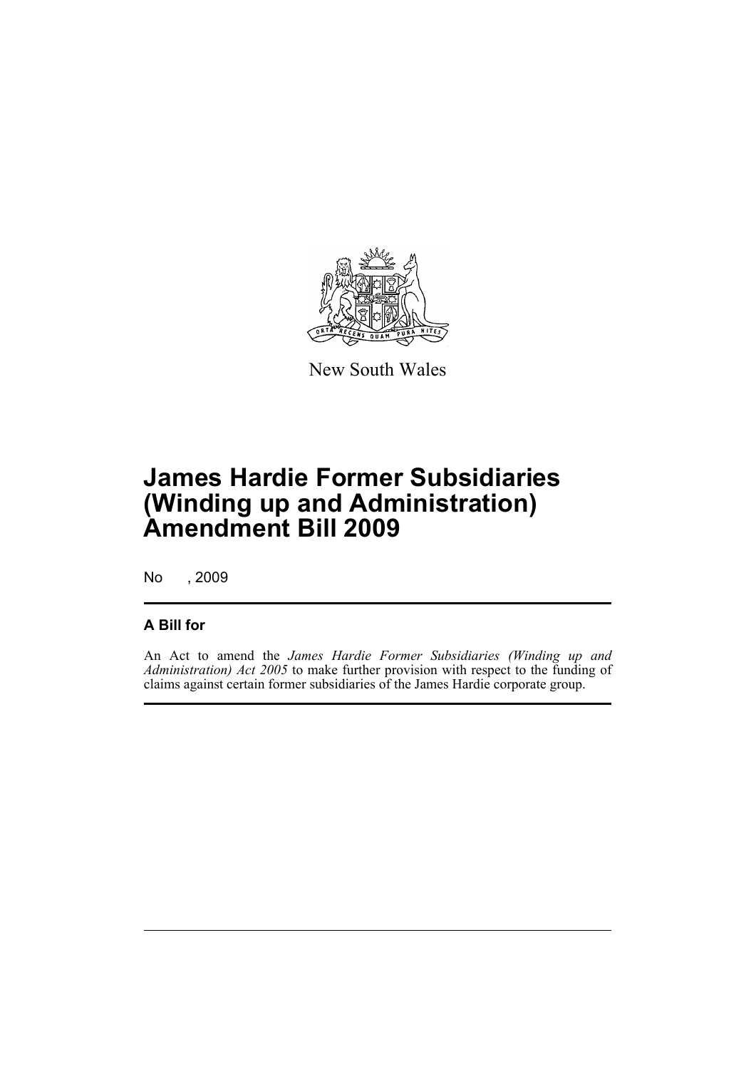New South Wales

# James Hardie Former Subsidiaries (Winding up and Administration) Amendment Bill 2009

No , 2009

## A Bill for

An Act to amend the *James Hardie Former Subsidiaries (Winding up and Administration) Act 2005* to make further provision with respect to the funding of claims against certain former subsidiaries of the James Hardie corporate group.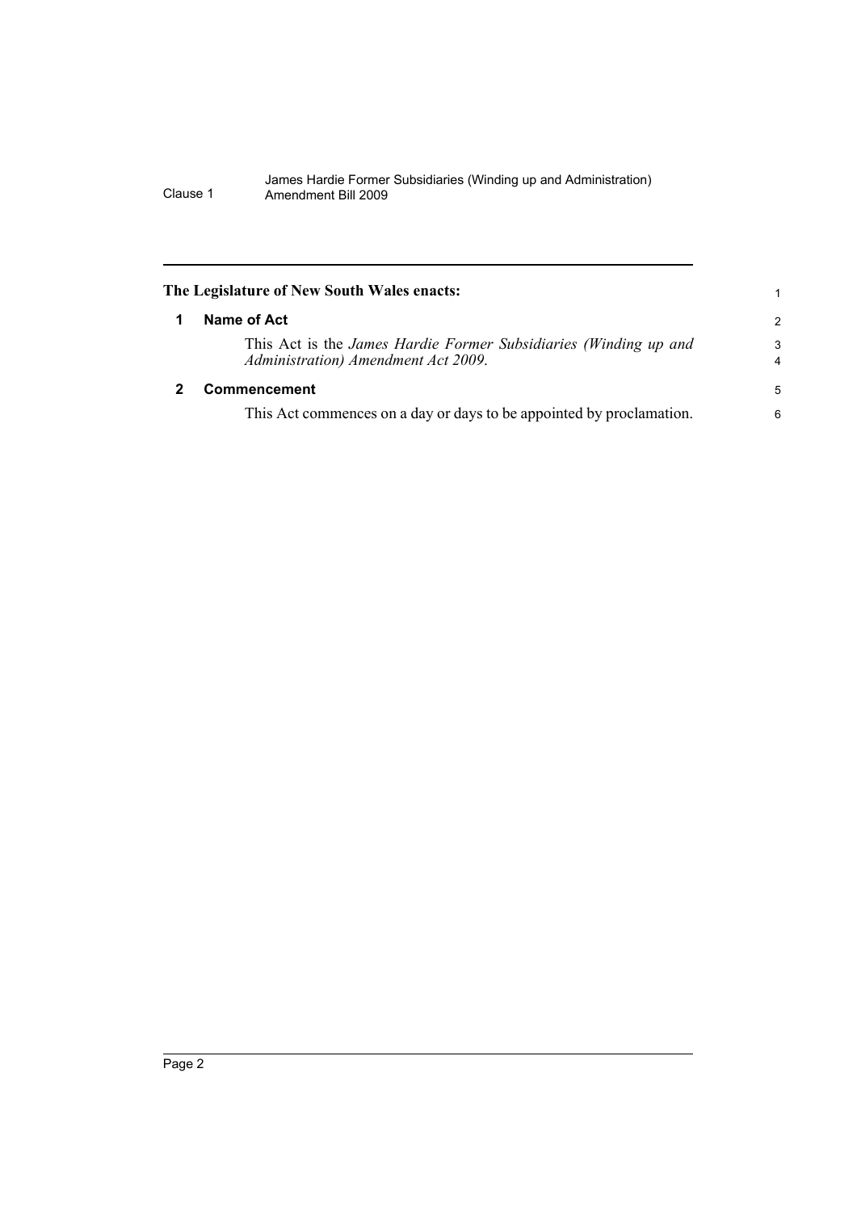**The Legislature of New South Wales enacts:**

## 1 Name of Act

This Act is the *James Hardie Former Subsidiaries (Winding up and Administration) Amendment Act 2009*.

## 2 Commencement

This Act commences on a day or days to be appointed by proclamation.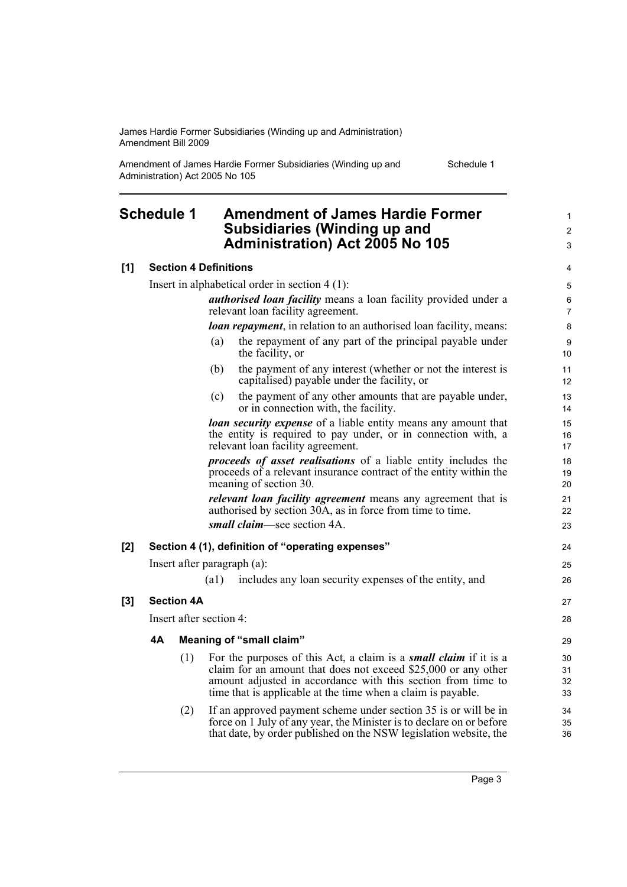## Schedule 1 Amendment of James Hardie Former Subsidiaries (Winding up and Administration) Act 2005 No 105

**[1] Section 4 Definitions**

Insert in alphabetical order in section 4 (1):

> ***authorised loan facility*** means a loan facility provided under a relevant loan facility agreement.
>
> ***loan repayment***, in relation to an authorised loan facility, means:
>
> (a) the repayment of any part of the principal payable under the facility, or
>
> (b) the payment of any interest (whether or not the interest is capitalised) payable under the facility, or
>
> (c) the payment of any other amounts that are payable under, or in connection with, the facility.
>
> ***loan security expense*** of a liable entity means any amount that the entity is required to pay under, or in connection with, a relevant loan facility agreement.
>
> ***proceeds of asset realisations*** of a liable entity includes the proceeds of a relevant insurance contract of the entity within the meaning of section 30.
>
> ***relevant loan facility agreement*** means any agreement that is authorised by section 30A, as in force from time to time.
>
> ***small claim***—see section 4A.

**[2] Section 4 (1), definition of "operating expenses"**

Insert after paragraph (a):

> (a1) includes any loan security expenses of the entity, and

**[3] Section 4A**

Insert after section 4:

**4A Meaning of "small claim"**

(1) For the purposes of this Act, a claim is a ***small claim*** if it is a claim for an amount that does not exceed $25,000 or any other amount adjusted in accordance with this section from time to time that is applicable at the time when a claim is payable.

(2) If an approved payment scheme under section 35 is or will be in force on 1 July of any year, the Minister is to declare on or before that date, by order published on the NSW legislation website, the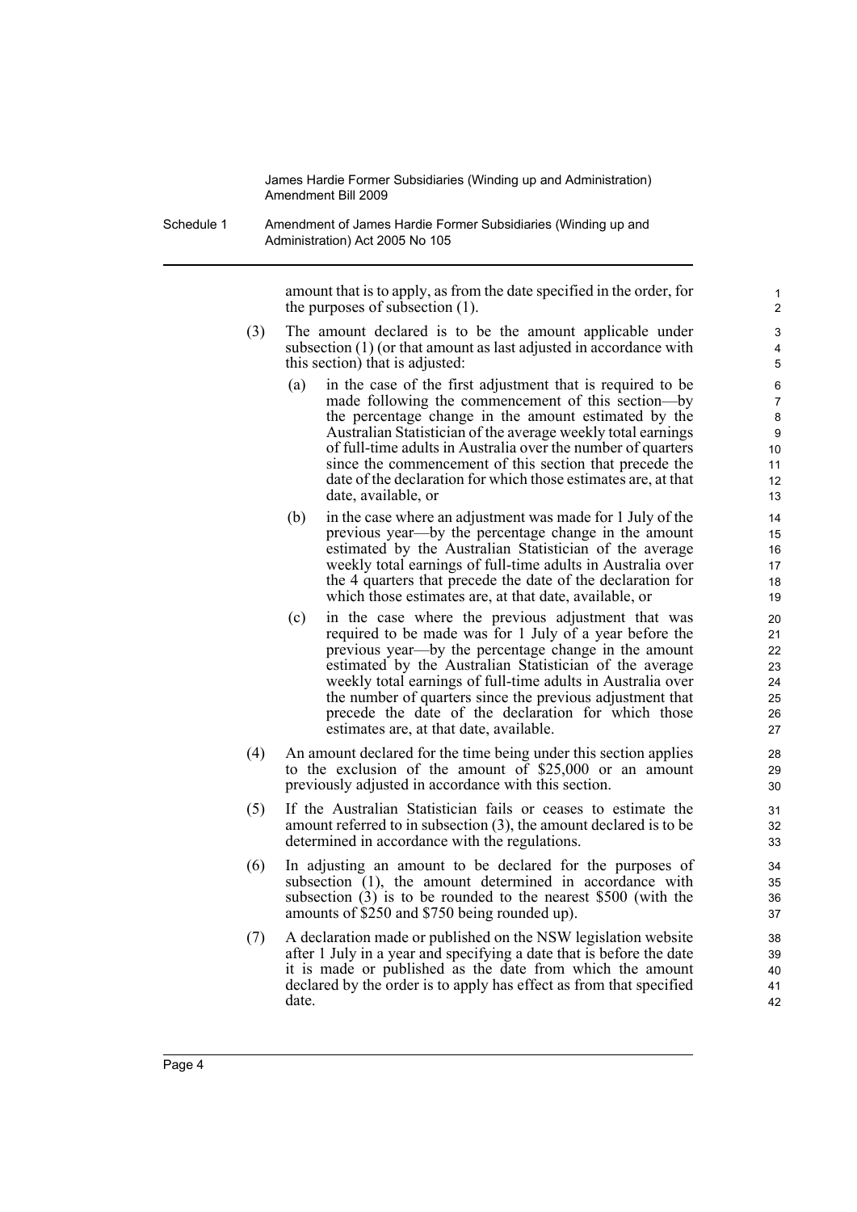amount that is to apply, as from the date specified in the order, for the purposes of subsection (1).

(3) The amount declared is to be the amount applicable under subsection (1) (or that amount as last adjusted in accordance with this section) that is adjusted:

(a) in the case of the first adjustment that is required to be made following the commencement of this section—by the percentage change in the amount estimated by the Australian Statistician of the average weekly total earnings of full-time adults in Australia over the number of quarters since the commencement of this section that precede the date of the declaration for which those estimates are, at that date, available, or

(b) in the case where an adjustment was made for 1 July of the previous year—by the percentage change in the amount estimated by the Australian Statistician of the average weekly total earnings of full-time adults in Australia over the 4 quarters that precede the date of the declaration for which those estimates are, at that date, available, or

(c) in the case where the previous adjustment that was required to be made was for 1 July of a year before the previous year—by the percentage change in the amount estimated by the Australian Statistician of the average weekly total earnings of full-time adults in Australia over the number of quarters since the previous adjustment that precede the date of the declaration for which those estimates are, at that date, available.

(4) An amount declared for the time being under this section applies to the exclusion of the amount of $25,000 or an amount previously adjusted in accordance with this section.

(5) If the Australian Statistician fails or ceases to estimate the amount referred to in subsection (3), the amount declared is to be determined in accordance with the regulations.

(6) In adjusting an amount to be declared for the purposes of subsection (1), the amount determined in accordance with subsection (3) is to be rounded to the nearest $500 (with the amounts of $250 and $750 being rounded up).

(7) A declaration made or published on the NSW legislation website after 1 July in a year and specifying a date that is before the date it is made or published as the date from which the amount declared by the order is to apply has effect as from that specified date.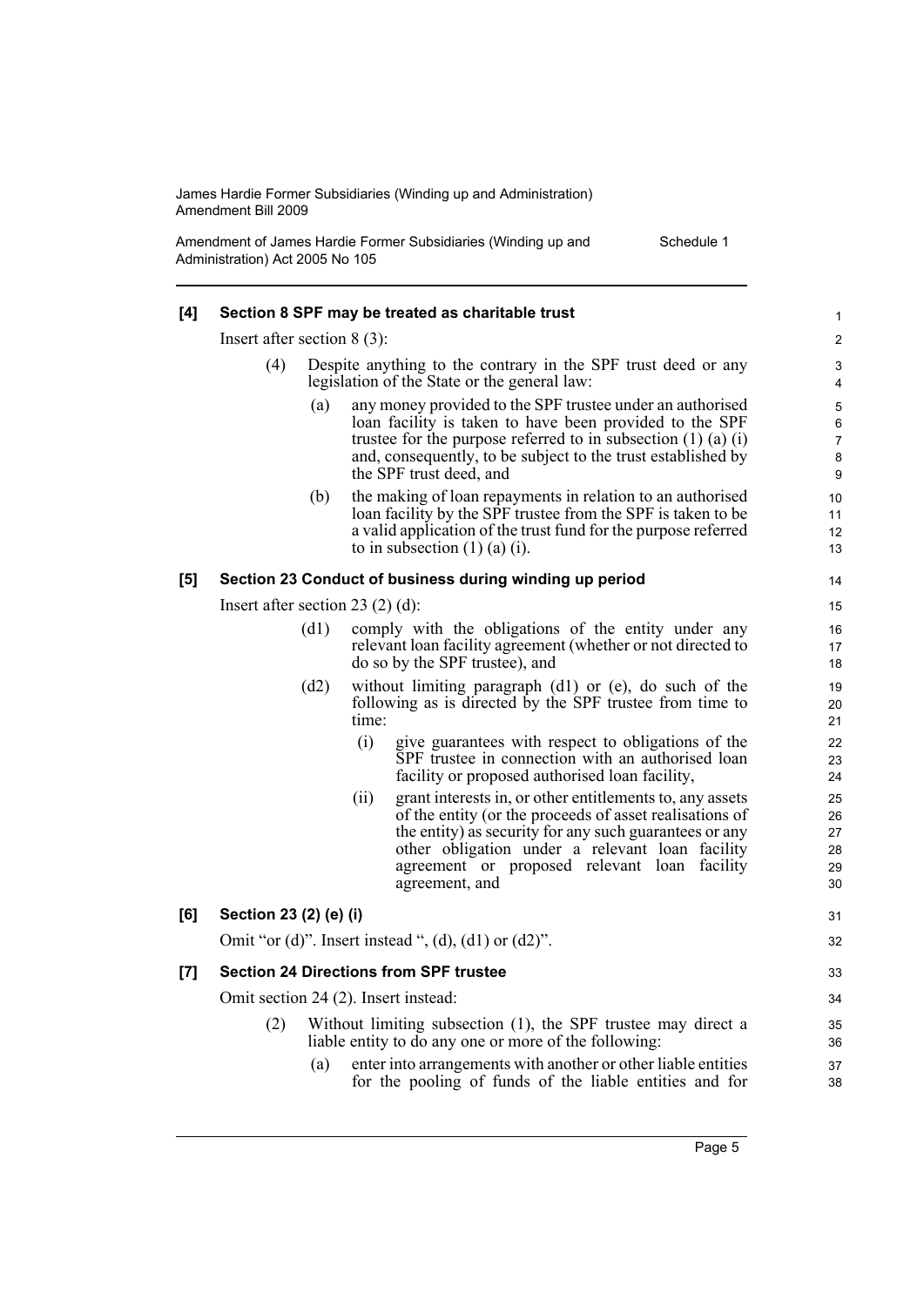**[4] Section 8 SPF may be treated as charitable trust**

Insert after section 8 (3):

(4) Despite anything to the contrary in the SPF trust deed or any legislation of the State or the general law:

(a) any money provided to the SPF trustee under an authorised loan facility is taken to have been provided to the SPF trustee for the purpose referred to in subsection (1) (a) (i) and, consequently, to be subject to the trust established by the SPF trust deed, and

(b) the making of loan repayments in relation to an authorised loan facility by the SPF trustee from the SPF is taken to be a valid application of the trust fund for the purpose referred to in subsection (1) (a) (i).

**[5] Section 23 Conduct of business during winding up period**

Insert after section 23 (2) (d):

(d1) comply with the obligations of the entity under any relevant loan facility agreement (whether or not directed to do so by the SPF trustee), and

(d2) without limiting paragraph (d1) or (e), do such of the following as is directed by the SPF trustee from time to time:

(i) give guarantees with respect to obligations of the SPF trustee in connection with an authorised loan facility or proposed authorised loan facility,

(ii) grant interests in, or other entitlements to, any assets of the entity (or the proceeds of asset realisations of the entity) as security for any such guarantees or any other obligation under a relevant loan facility agreement or proposed relevant loan facility agreement, and

**[6] Section 23 (2) (e) (i)**

Omit "or (d)". Insert instead ", (d), (d1) or (d2)".

**[7] Section 24 Directions from SPF trustee**

Omit section 24 (2). Insert instead:

(2) Without limiting subsection (1), the SPF trustee may direct a liable entity to do any one or more of the following:

(a) enter into arrangements with another or other liable entities for the pooling of funds of the liable entities and for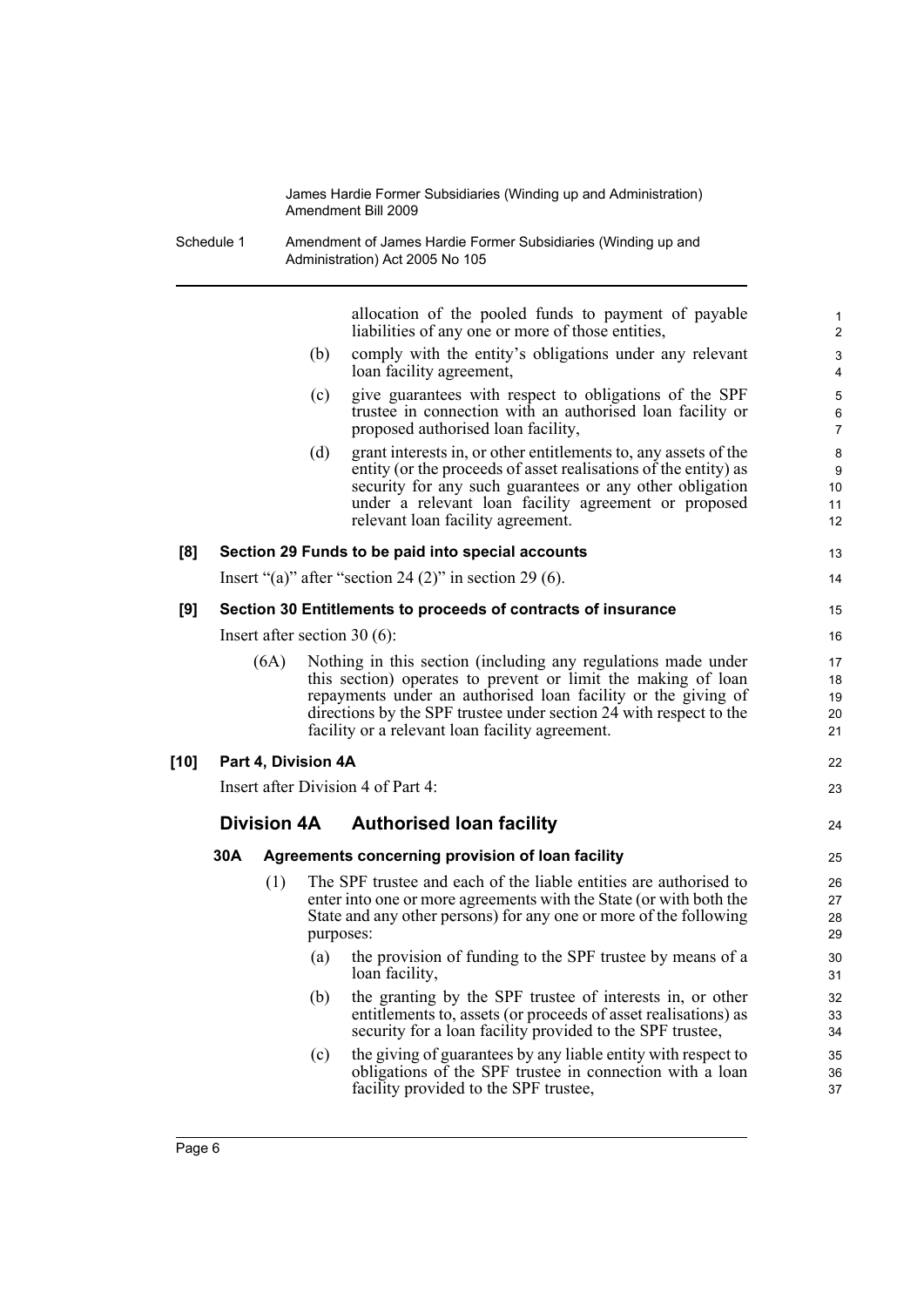allocation of the pooled funds to payment of payable liabilities of any one or more of those entities,

(b) comply with the entity's obligations under any relevant loan facility agreement,

(c) give guarantees with respect to obligations of the SPF trustee in connection with an authorised loan facility or proposed authorised loan facility,

(d) grant interests in, or other entitlements to, any assets of the entity (or the proceeds of asset realisations of the entity) as security for any such guarantees or any other obligation under a relevant loan facility agreement or proposed relevant loan facility agreement.

**[8] Section 29 Funds to be paid into special accounts**

Insert "(a)" after "section 24 (2)" in section 29 (6).

**[9] Section 30 Entitlements to proceeds of contracts of insurance**

Insert after section 30 (6):

(6A) Nothing in this section (including any regulations made under this section) operates to prevent or limit the making of loan repayments under an authorised loan facility or the giving of directions by the SPF trustee under section 24 with respect to the facility or a relevant loan facility agreement.

**[10] Part 4, Division 4A**

Insert after Division 4 of Part 4:

## Division 4A Authorised loan facility

### 30A Agreements concerning provision of loan facility

(1) The SPF trustee and each of the liable entities are authorised to enter into one or more agreements with the State (or with both the State and any other persons) for any one or more of the following purposes:

(a) the provision of funding to the SPF trustee by means of a loan facility,

(b) the granting by the SPF trustee of interests in, or other entitlements to, assets (or proceeds of asset realisations) as security for a loan facility provided to the SPF trustee,

(c) the giving of guarantees by any liable entity with respect to obligations of the SPF trustee in connection with a loan facility provided to the SPF trustee,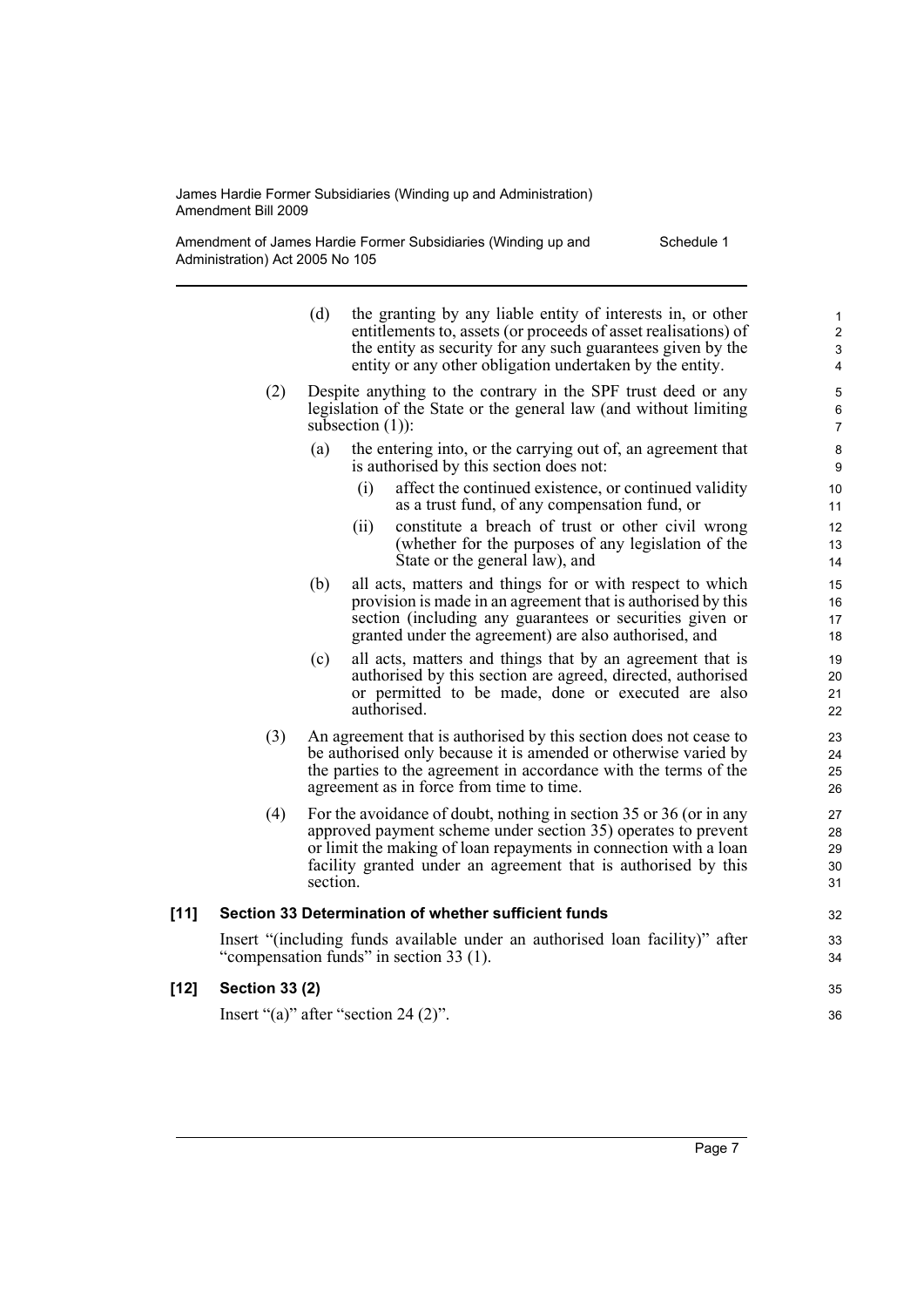(d) the granting by any liable entity of interests in, or other entitlements to, assets (or proceeds of asset realisations) of the entity as security for any such guarantees given by the entity or any other obligation undertaken by the entity.

(2) Despite anything to the contrary in the SPF trust deed or any legislation of the State or the general law (and without limiting subsection (1)):

(a) the entering into, or the carrying out of, an agreement that is authorised by this section does not:

(i) affect the continued existence, or continued validity as a trust fund, of any compensation fund, or

(ii) constitute a breach of trust or other civil wrong (whether for the purposes of any legislation of the State or the general law), and

(b) all acts, matters and things for or with respect to which provision is made in an agreement that is authorised by this section (including any guarantees or securities given or granted under the agreement) are also authorised, and

(c) all acts, matters and things that by an agreement that is authorised by this section are agreed, directed, authorised or permitted to be made, done or executed are also authorised.

(3) An agreement that is authorised by this section does not cease to be authorised only because it is amended or otherwise varied by the parties to the agreement in accordance with the terms of the agreement as in force from time to time.

(4) For the avoidance of doubt, nothing in section 35 or 36 (or in any approved payment scheme under section 35) operates to prevent or limit the making of loan repayments in connection with a loan facility granted under an agreement that is authorised by this section.

**[11] Section 33 Determination of whether sufficient funds**

Insert "(including funds available under an authorised loan facility)" after "compensation funds" in section 33 (1).

**[12] Section 33 (2)**

Insert "(a)" after "section 24 (2)".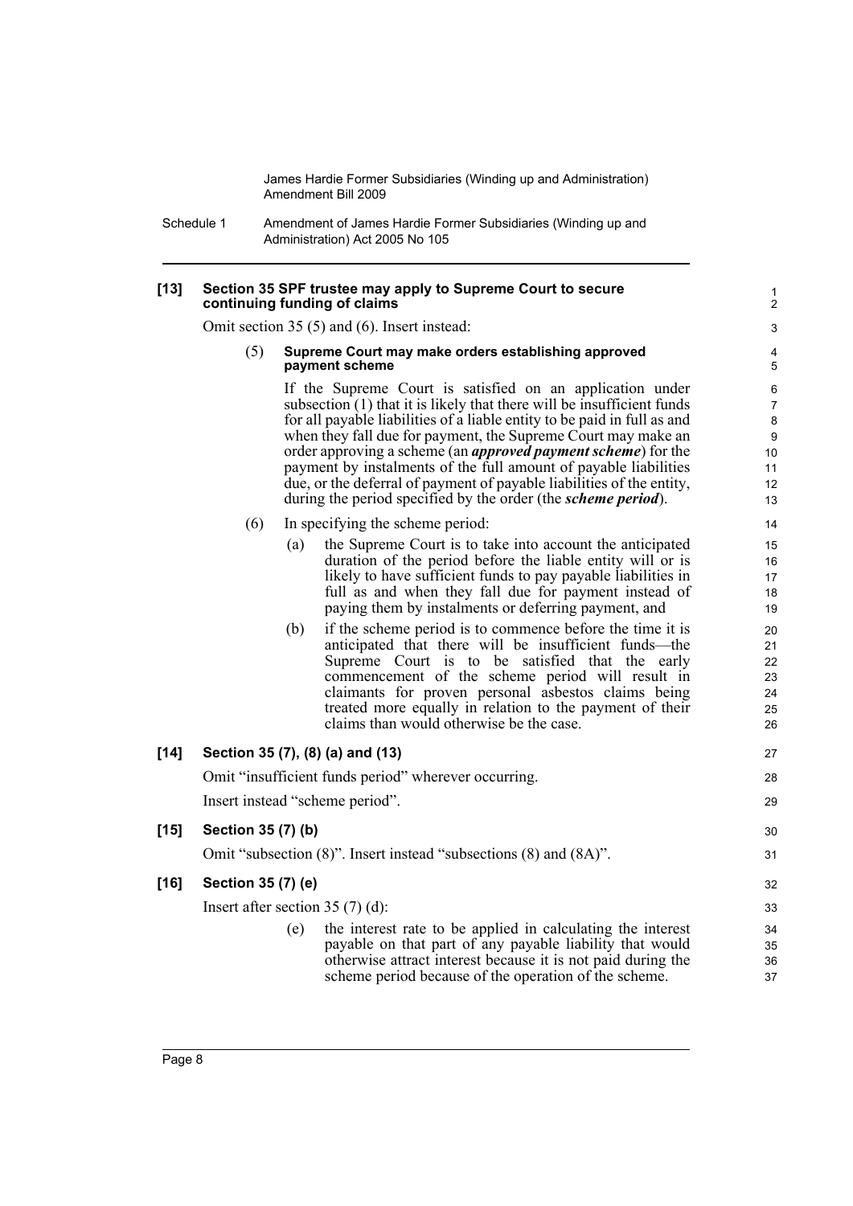**[13] Section 35 SPF trustee may apply to Supreme Court to secure continuing funding of claims**

Omit section 35 (5) and (6). Insert instead:

(5) **Supreme Court may make orders establishing approved payment scheme**

If the Supreme Court is satisfied on an application under subsection (1) that it is likely that there will be insufficient funds for all payable liabilities of a liable entity to be paid in full as and when they fall due for payment, the Supreme Court may make an order approving a scheme (an ***approved payment scheme***) for the payment by instalments of the full amount of payable liabilities due, or the deferral of payment of payable liabilities of the entity, during the period specified by the order (the ***scheme period***).

(6) In specifying the scheme period:

(a) the Supreme Court is to take into account the anticipated duration of the period before the liable entity will or is likely to have sufficient funds to pay payable liabilities in full as and when they fall due for payment instead of paying them by instalments or deferring payment, and

(b) if the scheme period is to commence before the time it is anticipated that there will be insufficient funds—the Supreme Court is to be satisfied that the early commencement of the scheme period will result in claimants for proven personal asbestos claims being treated more equally in relation to the payment of their claims than would otherwise be the case.

**[14] Section 35 (7), (8) (a) and (13)**

Omit "insufficient funds period" wherever occurring.

Insert instead "scheme period".

**[15] Section 35 (7) (b)**

Omit "subsection (8)". Insert instead "subsections (8) and (8A)".

**[16] Section 35 (7) (e)**

Insert after section 35 (7) (d):

(e) the interest rate to be applied in calculating the interest payable on that part of any payable liability that would otherwise attract interest because it is not paid during the scheme period because of the operation of the scheme.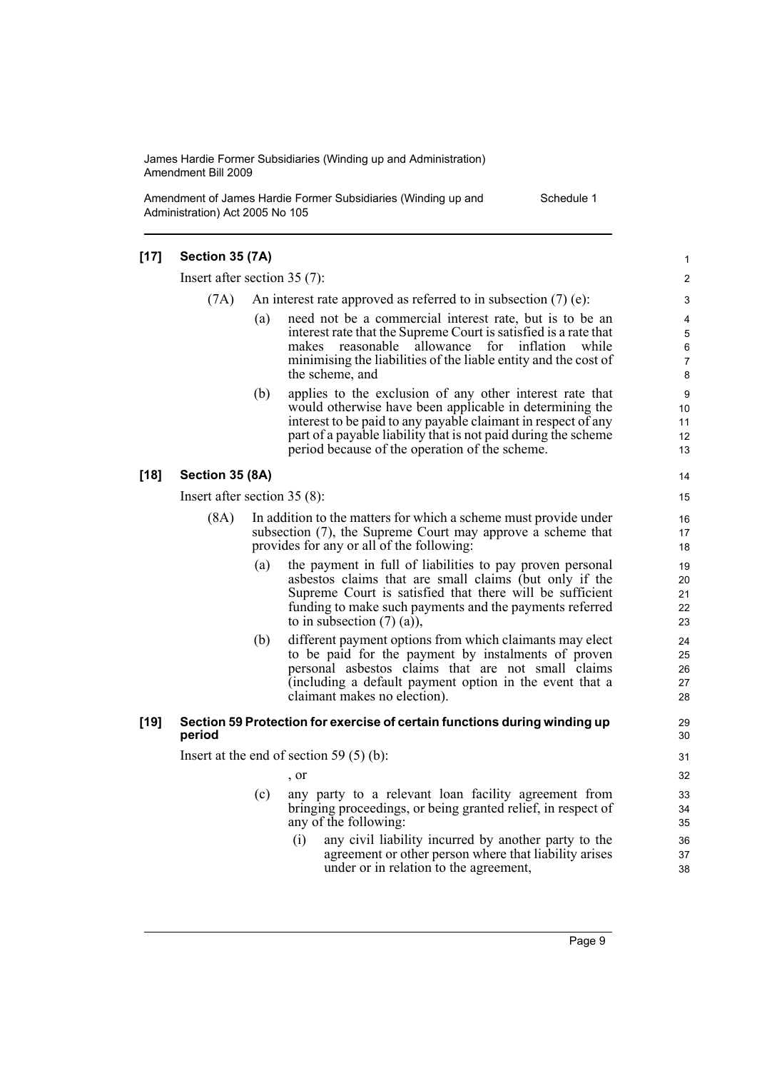**[17] Section 35 (7A)**

Insert after section 35 (7):

(7A) An interest rate approved as referred to in subsection (7) (e):

(a) need not be a commercial interest rate, but is to be an interest rate that the Supreme Court is satisfied is a rate that makes reasonable allowance for inflation while minimising the liabilities of the liable entity and the cost of the scheme, and

(b) applies to the exclusion of any other interest rate that would otherwise have been applicable in determining the interest to be paid to any payable claimant in respect of any part of a payable liability that is not paid during the scheme period because of the operation of the scheme.

**[18] Section 35 (8A)**

Insert after section 35 (8):

(8A) In addition to the matters for which a scheme must provide under subsection (7), the Supreme Court may approve a scheme that provides for any or all of the following:

(a) the payment in full of liabilities to pay proven personal asbestos claims that are small claims (but only if the Supreme Court is satisfied that there will be sufficient funding to make such payments and the payments referred to in subsection (7) (a)),

(b) different payment options from which claimants may elect to be paid for the payment by instalments of proven personal asbestos claims that are not small claims (including a default payment option in the event that a claimant makes no election).

**[19] Section 59 Protection for exercise of certain functions during winding up period**

Insert at the end of section 59 (5) (b):

, or

(c) any party to a relevant loan facility agreement from bringing proceedings, or being granted relief, in respect of any of the following:

(i) any civil liability incurred by another party to the agreement or other person where that liability arises under or in relation to the agreement,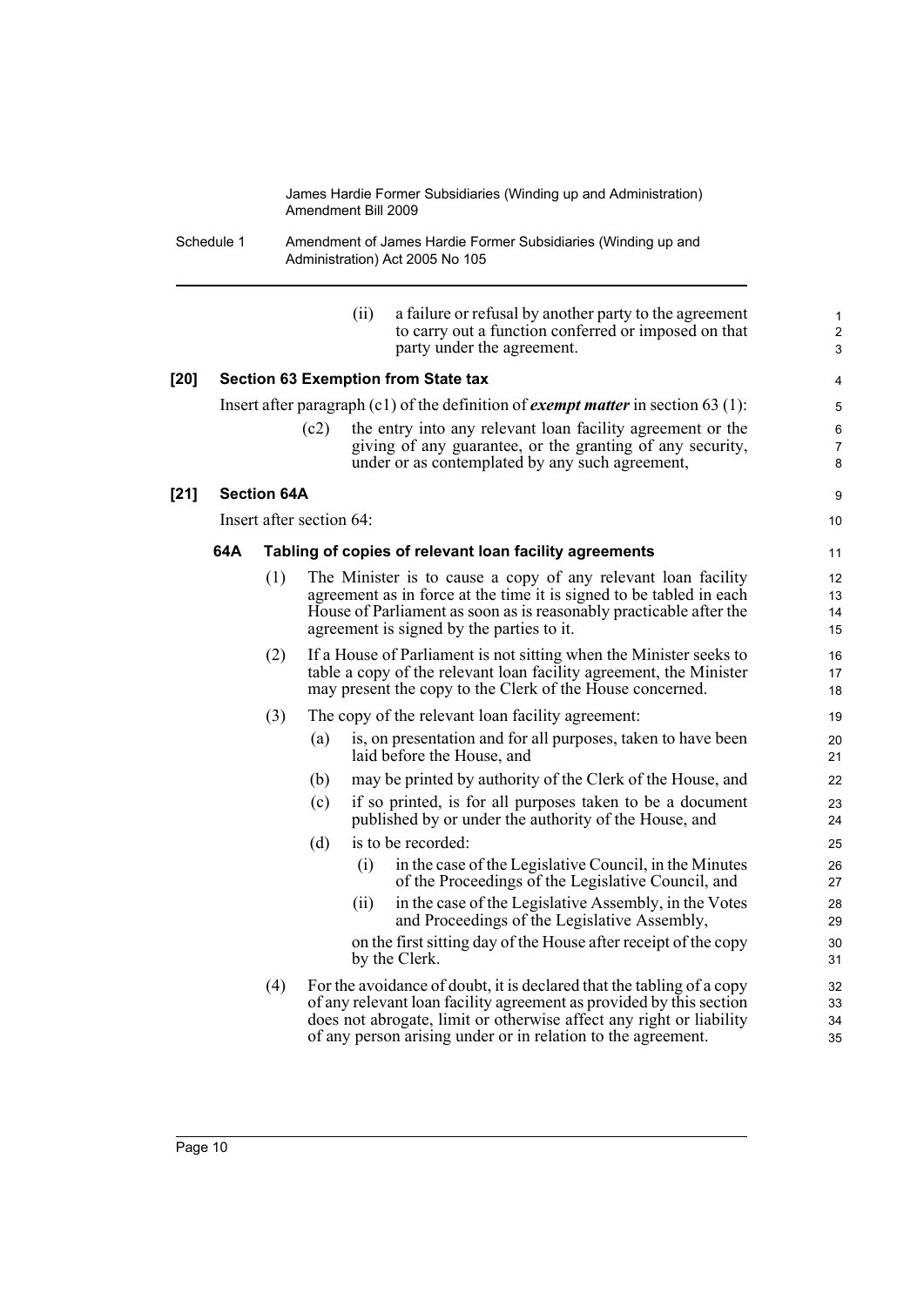(ii) a failure or refusal by another party to the agreement to carry out a function conferred or imposed on that party under the agreement.

**[20] Section 63 Exemption from State tax**

Insert after paragraph (c1) of the definition of ***exempt matter*** in section 63 (1):

(c2) the entry into any relevant loan facility agreement or the giving of any guarantee, or the granting of any security, under or as contemplated by any such agreement,

**[21] Section 64A**

Insert after section 64:

**64A Tabling of copies of relevant loan facility agreements**

(1) The Minister is to cause a copy of any relevant loan facility agreement as in force at the time it is signed to be tabled in each House of Parliament as soon as is reasonably practicable after the agreement is signed by the parties to it.

(2) If a House of Parliament is not sitting when the Minister seeks to table a copy of the relevant loan facility agreement, the Minister may present the copy to the Clerk of the House concerned.

(3) The copy of the relevant loan facility agreement:

(a) is, on presentation and for all purposes, taken to have been laid before the House, and

(b) may be printed by authority of the Clerk of the House, and

(c) if so printed, is for all purposes taken to be a document published by or under the authority of the House, and

(d) is to be recorded:

(i) in the case of the Legislative Council, in the Minutes of the Proceedings of the Legislative Council, and

(ii) in the case of the Legislative Assembly, in the Votes and Proceedings of the Legislative Assembly,

on the first sitting day of the House after receipt of the copy by the Clerk.

(4) For the avoidance of doubt, it is declared that the tabling of a copy of any relevant loan facility agreement as provided by this section does not abrogate, limit or otherwise affect any right or liability of any person arising under or in relation to the agreement.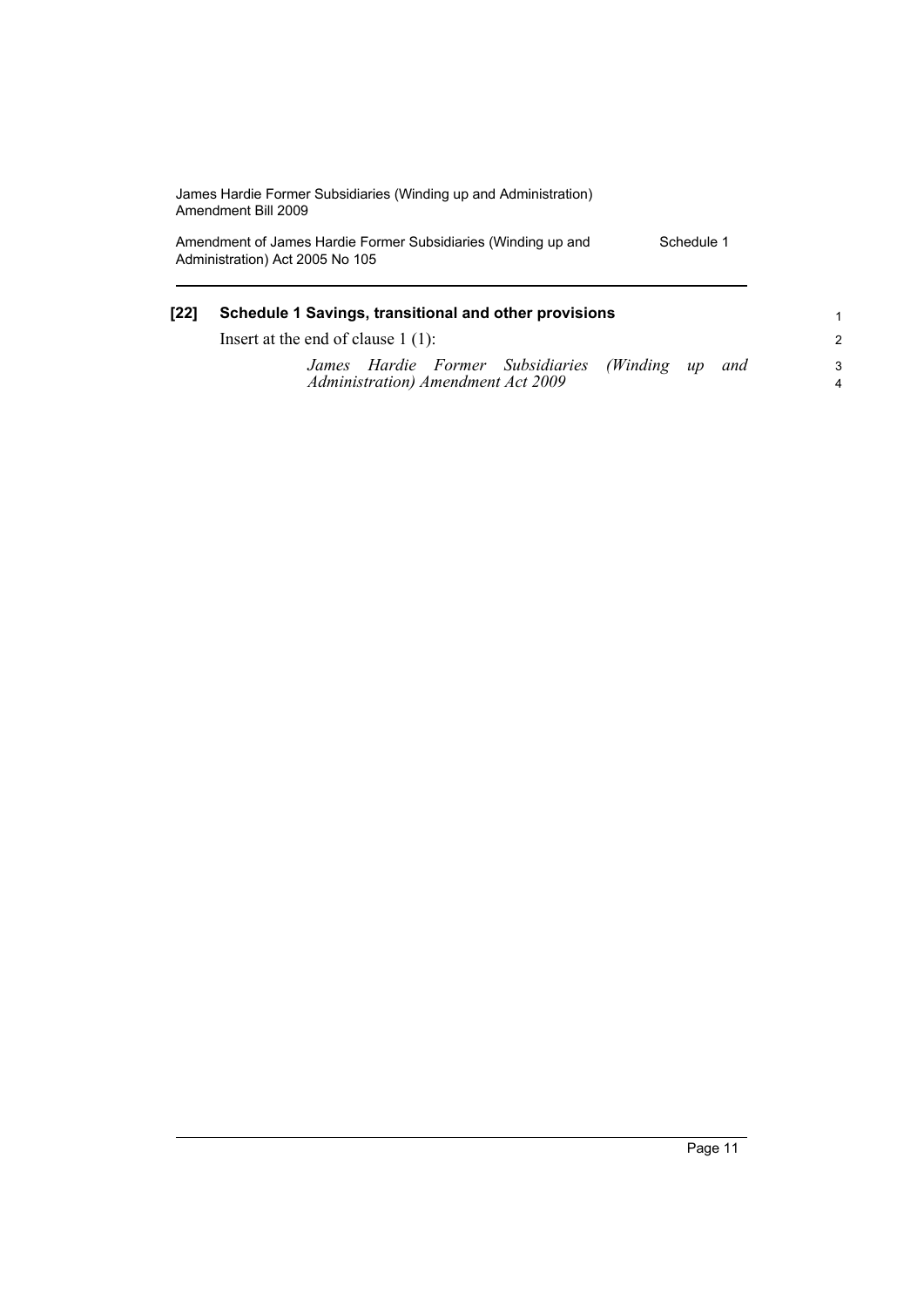**[22] Schedule 1 Savings, transitional and other provisions**

Insert at the end of clause 1 (1):

*James Hardie Former Subsidiaries (Winding up and Administration) Amendment Act 2009*